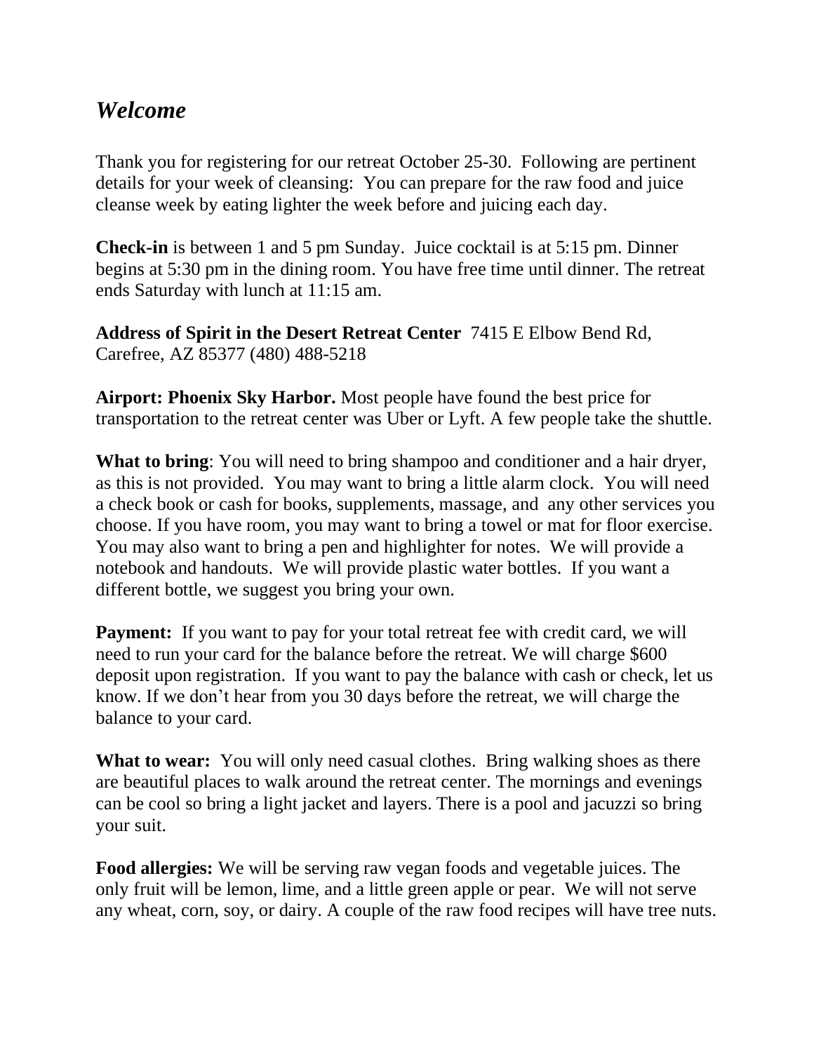## *Welcome*

Thank you for registering for our retreat October 25-30. Following are pertinent details for your week of cleansing: You can prepare for the raw food and juice cleanse week by eating lighter the week before and juicing each day.

**Check-in** is between 1 and 5 pm Sunday. Juice cocktail is at 5:15 pm. Dinner begins at 5:30 pm in the dining room. You have free time until dinner. The retreat ends Saturday with lunch at 11:15 am.

**Address of Spirit in the Desert Retreat Center** 7415 E Elbow Bend Rd, Carefree, AZ 85377 (480) 488-5218

**Airport: Phoenix Sky Harbor.** Most people have found the best price for transportation to the retreat center was Uber or Lyft. A few people take the shuttle.

**What to bring**: You will need to bring shampoo and conditioner and a hair dryer, as this is not provided. You may want to bring a little alarm clock. You will need a check book or cash for books, supplements, massage, and any other services you choose. If you have room, you may want to bring a towel or mat for floor exercise. You may also want to bring a pen and highlighter for notes. We will provide a notebook and handouts. We will provide plastic water bottles. If you want a different bottle, we suggest you bring your own.

**Payment:** If you want to pay for your total retreat fee with credit card, we will need to run your card for the balance before the retreat. We will charge $600 deposit upon registration. If you want to pay the balance with cash or check, let us know. If we don't hear from you 30 days before the retreat, we will charge the balance to your card.

**What to wear:** You will only need casual clothes. Bring walking shoes as there are beautiful places to walk around the retreat center. The mornings and evenings can be cool so bring a light jacket and layers. There is a pool and jacuzzi so bring your suit.

**Food allergies:** We will be serving raw vegan foods and vegetable juices. The only fruit will be lemon, lime, and a little green apple or pear. We will not serve any wheat, corn, soy, or dairy. A couple of the raw food recipes will have tree nuts.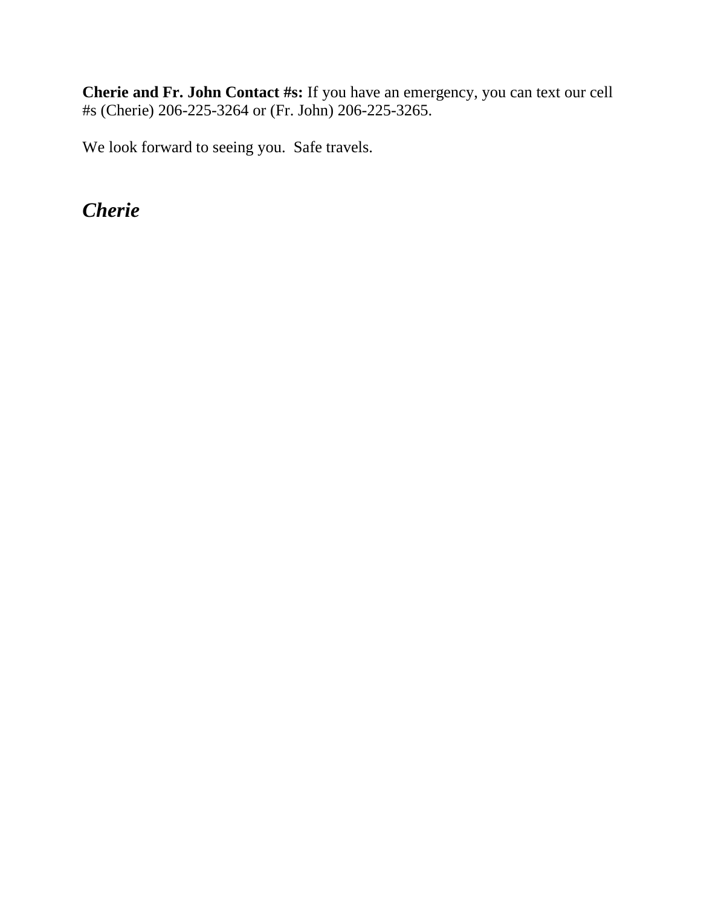**Cherie and Fr. John Contact #s:** If you have an emergency, you can text our cell #s (Cherie) 206-225-3264 or (Fr. John) 206-225-3265.

We look forward to seeing you. Safe travels.

***Cherie***